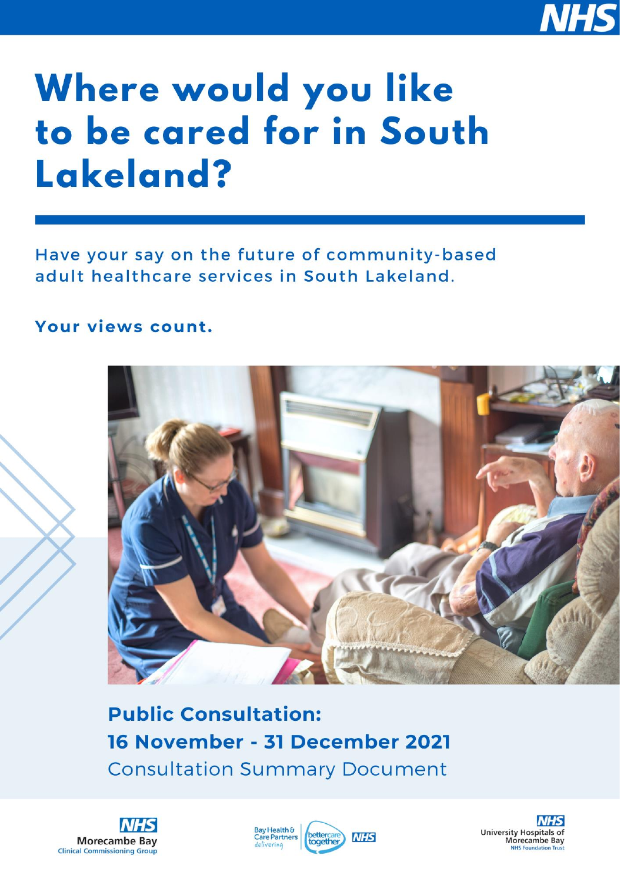# Where would you like to be cared for in South Lakeland?

Have your say on the future of community-based adult healthcare services in South Lakeland.

**Your views count.**

## Public Consultation:

## 16 November - 31 December 2021

Consultation Summary Document

NHS Morecambe Bay Clinical Commissioning Group

Bay Health & Care Partners delivering better care together NHS

NHS University Hospitals of Morecambe Bay NHS Foundation Trust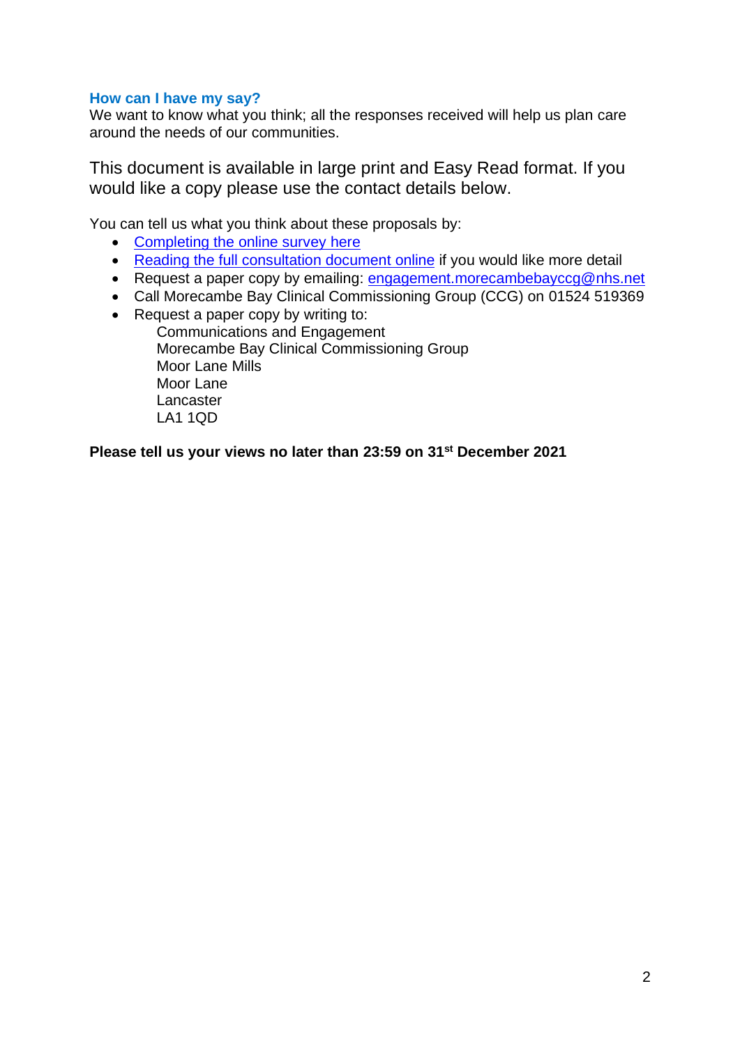## How can I have my say?

We want to know what you think; all the responses received will help us plan care around the needs of our communities.

This document is available in large print and Easy Read format. If you would like a copy please use the contact details below.

You can tell us what you think about these proposals by:

- Completing the online survey here
- Reading the full consultation document online if you would like more detail
- Request a paper copy by emailing: engagement.morecambebayccg@nhs.net
- Call Morecambe Bay Clinical Commissioning Group (CCG) on 01524 519369
- Request a paper copy by writing to:
  Communications and Engagement
  Morecambe Bay Clinical Commissioning Group
  Moor Lane Mills
  Moor Lane
  Lancaster
  LA1 1QD

**Please tell us your views no later than 23:59 on 31st December 2021**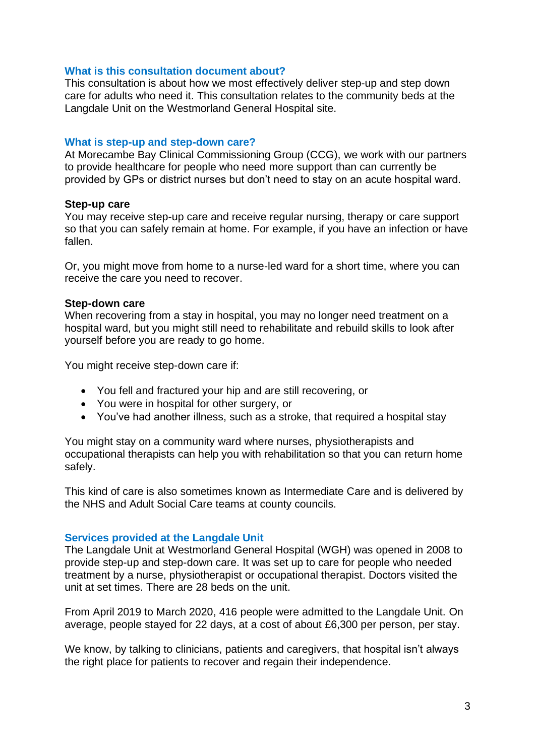## What is this consultation document about?

This consultation is about how we most effectively deliver step-up and step down care for adults who need it. This consultation relates to the community beds at the Langdale Unit on the Westmorland General Hospital site.

## What is step-up and step-down care?

At Morecambe Bay Clinical Commissioning Group (CCG), we work with our partners to provide healthcare for people who need more support than can currently be provided by GPs or district nurses but don't need to stay on an acute hospital ward.

### Step-up care

You may receive step-up care and receive regular nursing, therapy or care support so that you can safely remain at home. For example, if you have an infection or have fallen.

Or, you might move from home to a nurse-led ward for a short time, where you can receive the care you need to recover.

### Step-down care

When recovering from a stay in hospital, you may no longer need treatment on a hospital ward, but you might still need to rehabilitate and rebuild skills to look after yourself before you are ready to go home.

You might receive step-down care if:

- You fell and fractured your hip and are still recovering, or
- You were in hospital for other surgery, or
- You've had another illness, such as a stroke, that required a hospital stay

You might stay on a community ward where nurses, physiotherapists and occupational therapists can help you with rehabilitation so that you can return home safely.

This kind of care is also sometimes known as Intermediate Care and is delivered by the NHS and Adult Social Care teams at county councils.

## Services provided at the Langdale Unit

The Langdale Unit at Westmorland General Hospital (WGH) was opened in 2008 to provide step-up and step-down care. It was set up to care for people who needed treatment by a nurse, physiotherapist or occupational therapist. Doctors visited the unit at set times. There are 28 beds on the unit.

From April 2019 to March 2020, 416 people were admitted to the Langdale Unit. On average, people stayed for 22 days, at a cost of about £6,300 per person, per stay.

We know, by talking to clinicians, patients and caregivers, that hospital isn't always the right place for patients to recover and regain their independence.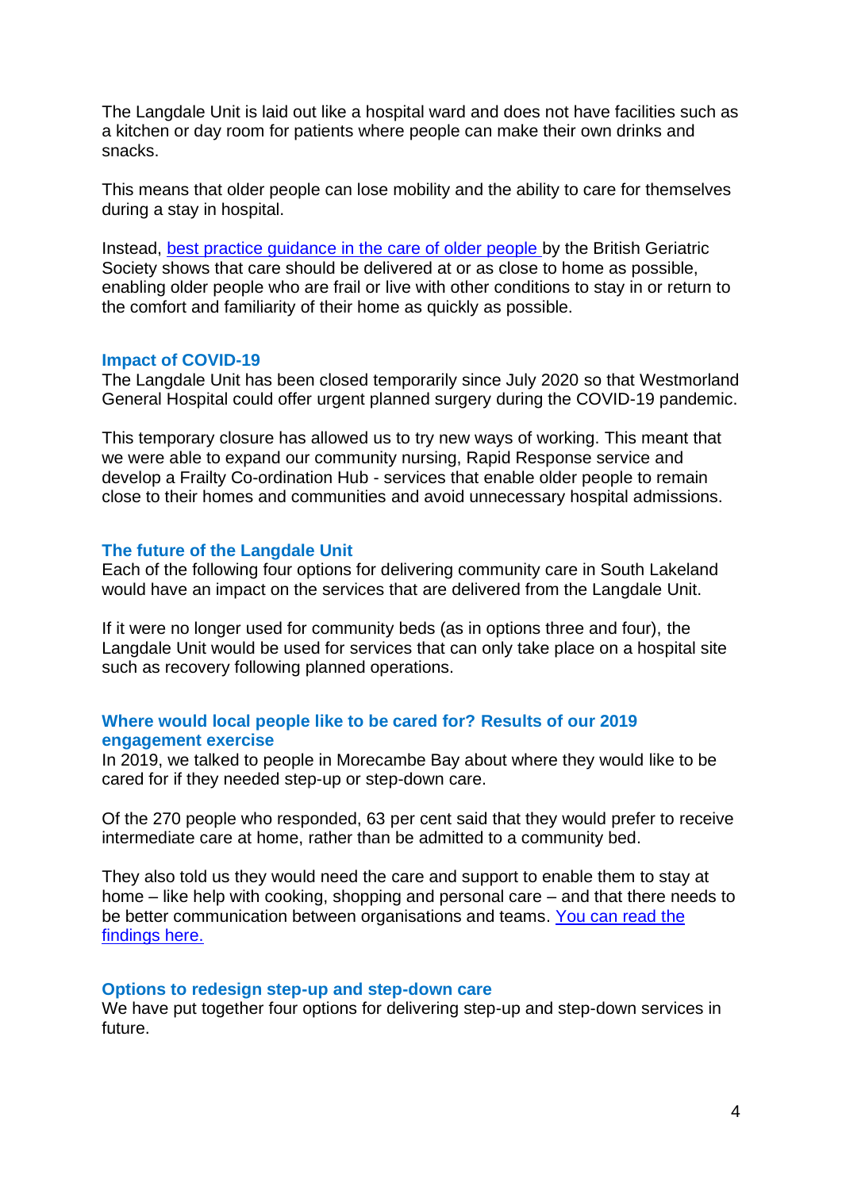The Langdale Unit is laid out like a hospital ward and does not have facilities such as a kitchen or day room for patients where people can make their own drinks and snacks.

This means that older people can lose mobility and the ability to care for themselves during a stay in hospital.

Instead, [best practice guidance in the care of older people](#) by the British Geriatric Society shows that care should be delivered at or as close to home as possible, enabling older people who are frail or live with other conditions to stay in or return to the comfort and familiarity of their home as quickly as possible.

## Impact of COVID-19

The Langdale Unit has been closed temporarily since July 2020 so that Westmorland General Hospital could offer urgent planned surgery during the COVID-19 pandemic.

This temporary closure has allowed us to try new ways of working. This meant that we were able to expand our community nursing, Rapid Response service and develop a Frailty Co-ordination Hub - services that enable older people to remain close to their homes and communities and avoid unnecessary hospital admissions.

## The future of the Langdale Unit

Each of the following four options for delivering community care in South Lakeland would have an impact on the services that are delivered from the Langdale Unit.

If it were no longer used for community beds (as in options three and four), the Langdale Unit would be used for services that can only take place on a hospital site such as recovery following planned operations.

## Where would local people like to be cared for? Results of our 2019 engagement exercise

In 2019, we talked to people in Morecambe Bay about where they would like to be cared for if they needed step-up or step-down care.

Of the 270 people who responded, 63 per cent said that they would prefer to receive intermediate care at home, rather than be admitted to a community bed.

They also told us they would need the care and support to enable them to stay at home – like help with cooking, shopping and personal care – and that there needs to be better communication between organisations and teams. [You can read the findings here.](#)

## Options to redesign step-up and step-down care

We have put together four options for delivering step-up and step-down services in future.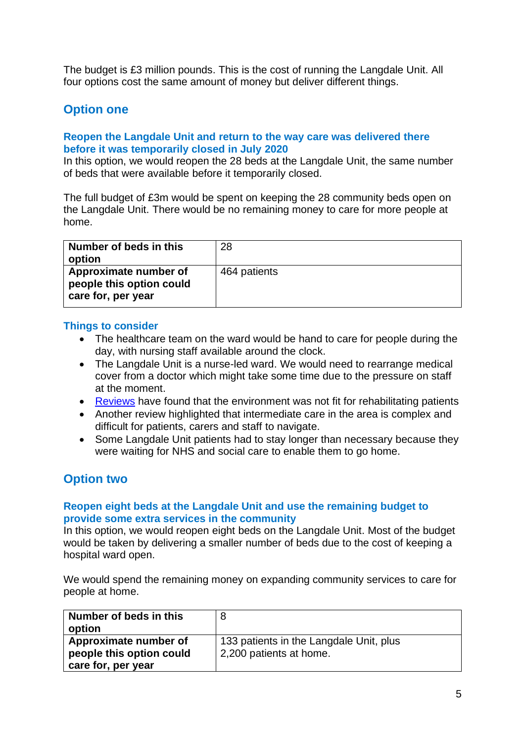The budget is £3 million pounds. This is the cost of running the Langdale Unit. All four options cost the same amount of money but deliver different things.

## Option one

### Reopen the Langdale Unit and return to the way care was delivered there before it was temporarily closed in July 2020

In this option, we would reopen the 28 beds at the Langdale Unit, the same number of beds that were available before it temporarily closed.

The full budget of £3m would be spent on keeping the 28 community beds open on the Langdale Unit. There would be no remaining money to care for more people at home.

| **Number of beds in this option** | 28 |
|---|---|
| **Approximate number of people this option could care for, per year** | 464 patients |

### Things to consider

- The healthcare team on the ward would be hand to care for people during the day, with nursing staff available around the clock.
- The Langdale Unit is a nurse-led ward. We would need to rearrange medical cover from a doctor which might take some time due to the pressure on staff at the moment.
- Reviews have found that the environment was not fit for rehabilitating patients
- Another review highlighted that intermediate care in the area is complex and difficult for patients, carers and staff to navigate.
- Some Langdale Unit patients had to stay longer than necessary because they were waiting for NHS and social care to enable them to go home.

## Option two

### Reopen eight beds at the Langdale Unit and use the remaining budget to provide some extra services in the community

In this option, we would reopen eight beds on the Langdale Unit. Most of the budget would be taken by delivering a smaller number of beds due to the cost of keeping a hospital ward open.

We would spend the remaining money on expanding community services to care for people at home.

| **Number of beds in this option** | 8 |
|---|---|
| **Approximate number of people this option could care for, per year** | 133 patients in the Langdale Unit, plus 2,200 patients at home. |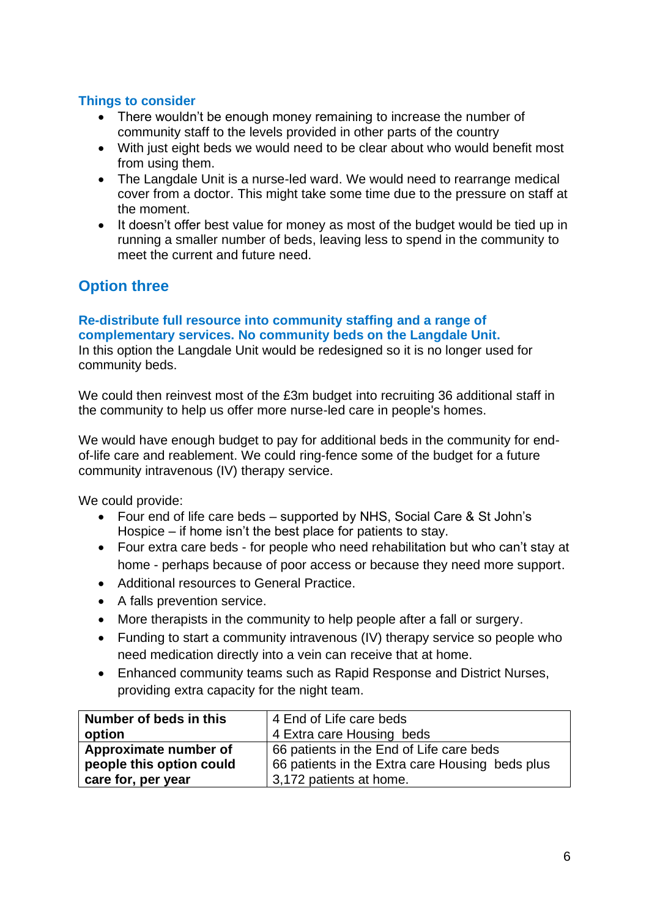### Things to consider

- There wouldn't be enough money remaining to increase the number of community staff to the levels provided in other parts of the country
- With just eight beds we would need to be clear about who would benefit most from using them.
- The Langdale Unit is a nurse-led ward. We would need to rearrange medical cover from a doctor. This might take some time due to the pressure on staff at the moment.
- It doesn't offer best value for money as most of the budget would be tied up in running a smaller number of beds, leaving less to spend in the community to meet the current and future need.

## Option three

### Re-distribute full resource into community staffing and a range of complementary services. No community beds on the Langdale Unit.

In this option the Langdale Unit would be redesigned so it is no longer used for community beds.

We could then reinvest most of the £3m budget into recruiting 36 additional staff in the community to help us offer more nurse-led care in people's homes.

We would have enough budget to pay for additional beds in the community for end-of-life care and reablement. We could ring-fence some of the budget for a future community intravenous (IV) therapy service.

We could provide:

- Four end of life care beds – supported by NHS, Social Care & St John's Hospice – if home isn't the best place for patients to stay.
- Four extra care beds - for people who need rehabilitation but who can't stay at home - perhaps because of poor access or because they need more support.
- Additional resources to General Practice.
- A falls prevention service.
- More therapists in the community to help people after a fall or surgery.
- Funding to start a community intravenous (IV) therapy service so people who need medication directly into a vein can receive that at home.
- Enhanced community teams such as Rapid Response and District Nurses, providing extra capacity for the night team.

| | |
|---|---|
| **Number of beds in this option** | 4 End of Life care beds<br>4 Extra care Housing beds |
| **Approximate number of people this option could care for, per year** | 66 patients in the End of Life care beds<br>66 patients in the Extra care Housing beds plus<br>3,172 patients at home. |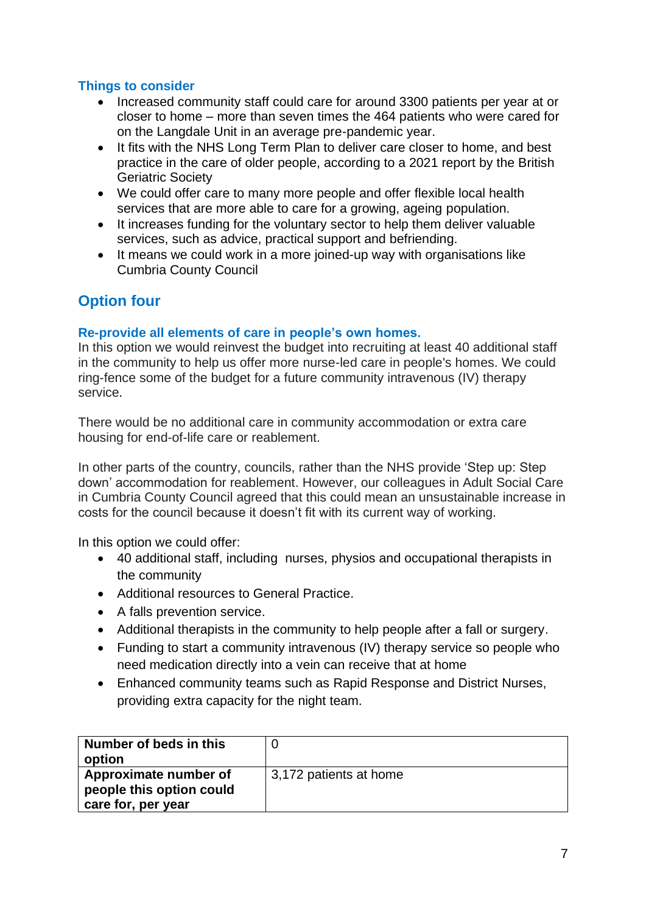### Things to consider

- Increased community staff could care for around 3300 patients per year at or closer to home – more than seven times the 464 patients who were cared for on the Langdale Unit in an average pre-pandemic year.
- It fits with the NHS Long Term Plan to deliver care closer to home, and best practice in the care of older people, according to a 2021 report by the British Geriatric Society
- We could offer care to many more people and offer flexible local health services that are more able to care for a growing, ageing population.
- It increases funding for the voluntary sector to help them deliver valuable services, such as advice, practical support and befriending.
- It means we could work in a more joined-up way with organisations like Cumbria County Council

## Option four

### Re-provide all elements of care in people's own homes.

In this option we would reinvest the budget into recruiting at least 40 additional staff in the community to help us offer more nurse-led care in people's homes. We could ring-fence some of the budget for a future community intravenous (IV) therapy service.

There would be no additional care in community accommodation or extra care housing for end-of-life care or reablement.

In other parts of the country, councils, rather than the NHS provide 'Step up: Step down' accommodation for reablement. However, our colleagues in Adult Social Care in Cumbria County Council agreed that this could mean an unsustainable increase in costs for the council because it doesn't fit with its current way of working.

In this option we could offer:

- 40 additional staff, including nurses, physios and occupational therapists in the community
- Additional resources to General Practice.
- A falls prevention service.
- Additional therapists in the community to help people after a fall or surgery.
- Funding to start a community intravenous (IV) therapy service so people who need medication directly into a vein can receive that at home
- Enhanced community teams such as Rapid Response and District Nurses, providing extra capacity for the night team.

| **Number of beds in this option** | 0 |
|---|---|
| **Approximate number of people this option could care for, per year** | 3,172 patients at home |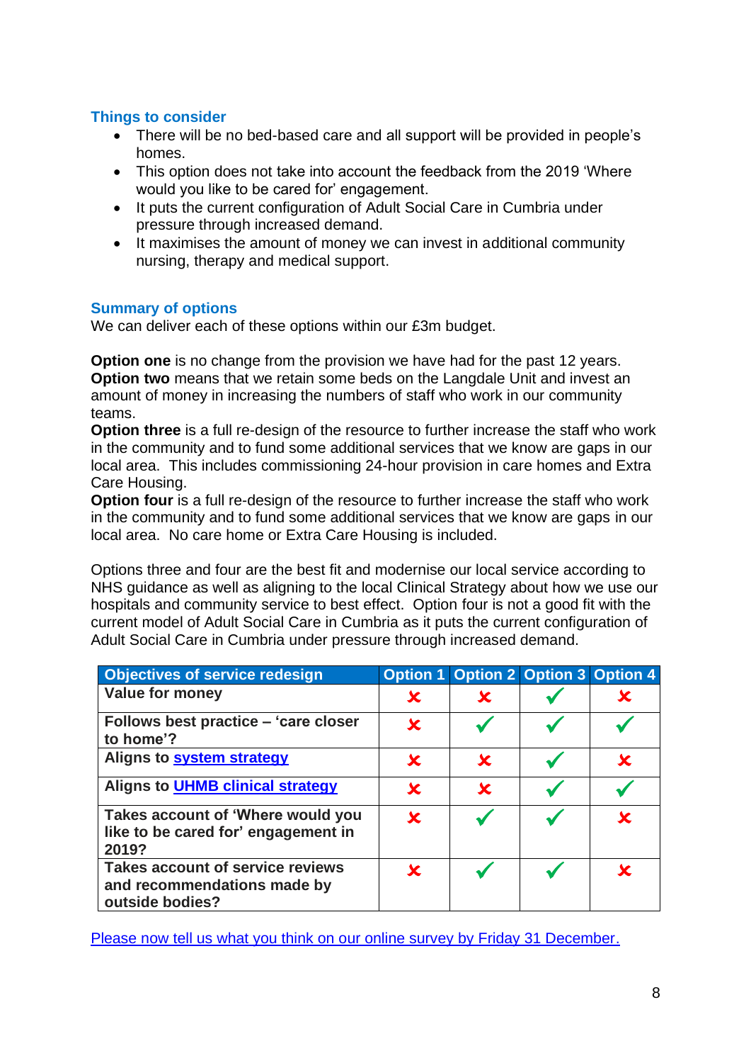### Things to consider

- There will be no bed-based care and all support will be provided in people's homes.
- This option does not take into account the feedback from the 2019 'Where would you like to be cared for' engagement.
- It puts the current configuration of Adult Social Care in Cumbria under pressure through increased demand.
- It maximises the amount of money we can invest in additional community nursing, therapy and medical support.

### Summary of options

We can deliver each of these options within our £3m budget.

**Option one** is no change from the provision we have had for the past 12 years.
**Option two** means that we retain some beds on the Langdale Unit and invest an amount of money in increasing the numbers of staff who work in our community teams.
**Option three** is a full re-design of the resource to further increase the staff who work in the community and to fund some additional services that we know are gaps in our local area. This includes commissioning 24-hour provision in care homes and Extra Care Housing.
**Option four** is a full re-design of the resource to further increase the staff who work in the community and to fund some additional services that we know are gaps in our local area. No care home or Extra Care Housing is included.

Options three and four are the best fit and modernise our local service according to NHS guidance as well as aligning to the local Clinical Strategy about how we use our hospitals and community service to best effect. Option four is not a good fit with the current model of Adult Social Care in Cumbria as it puts the current configuration of Adult Social Care in Cumbria under pressure through increased demand.

| Objectives of service redesign | Option 1 | Option 2 | Option 3 | Option 4 |
|---|---|---|---|---|
| Value for money | ✗ | ✗ | ✓ | ✗ |
| Follows best practice – 'care closer to home'? | ✗ | ✓ | ✓ | ✓ |
| Aligns to [system strategy]() | ✗ | ✗ | ✓ | ✗ |
| Aligns to [UHMB clinical strategy]() | ✗ | ✗ | ✓ | ✓ |
| Takes account of 'Where would you like to be cared for' engagement in 2019? | ✗ | ✓ | ✓ | ✗ |
| Takes account of service reviews and recommendations made by outside bodies? | ✗ | ✓ | ✓ | ✗ |

[Please now tell us what you think on our online survey by Friday 31 December.]()